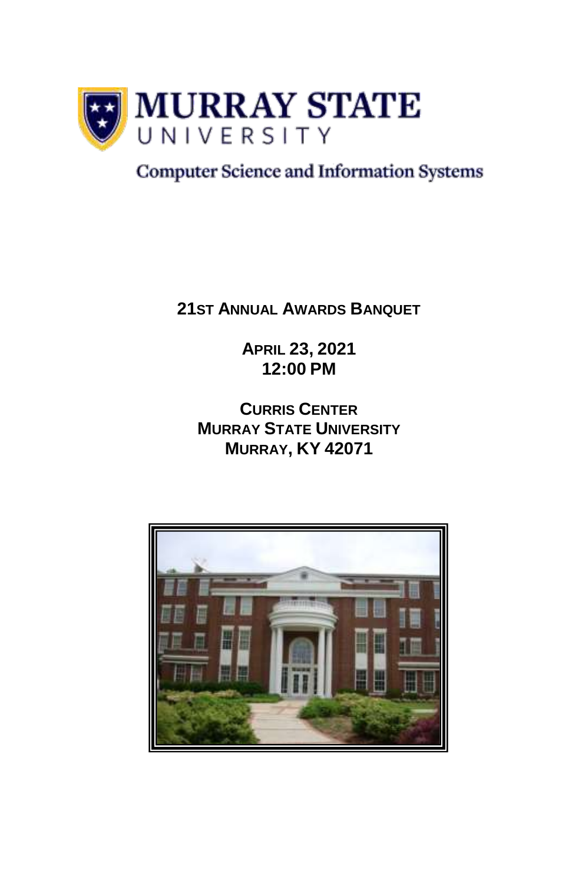# MURRAY STATE UNIVERSITY

Computer Science and Information Systems

**21ST ANNUAL AWARDS BANQUET**

**APRIL 23, 2021**
**12:00 PM**

**CURRIS CENTER**
**MURRAY STATE UNIVERSITY**
**MURRAY, KY 42071**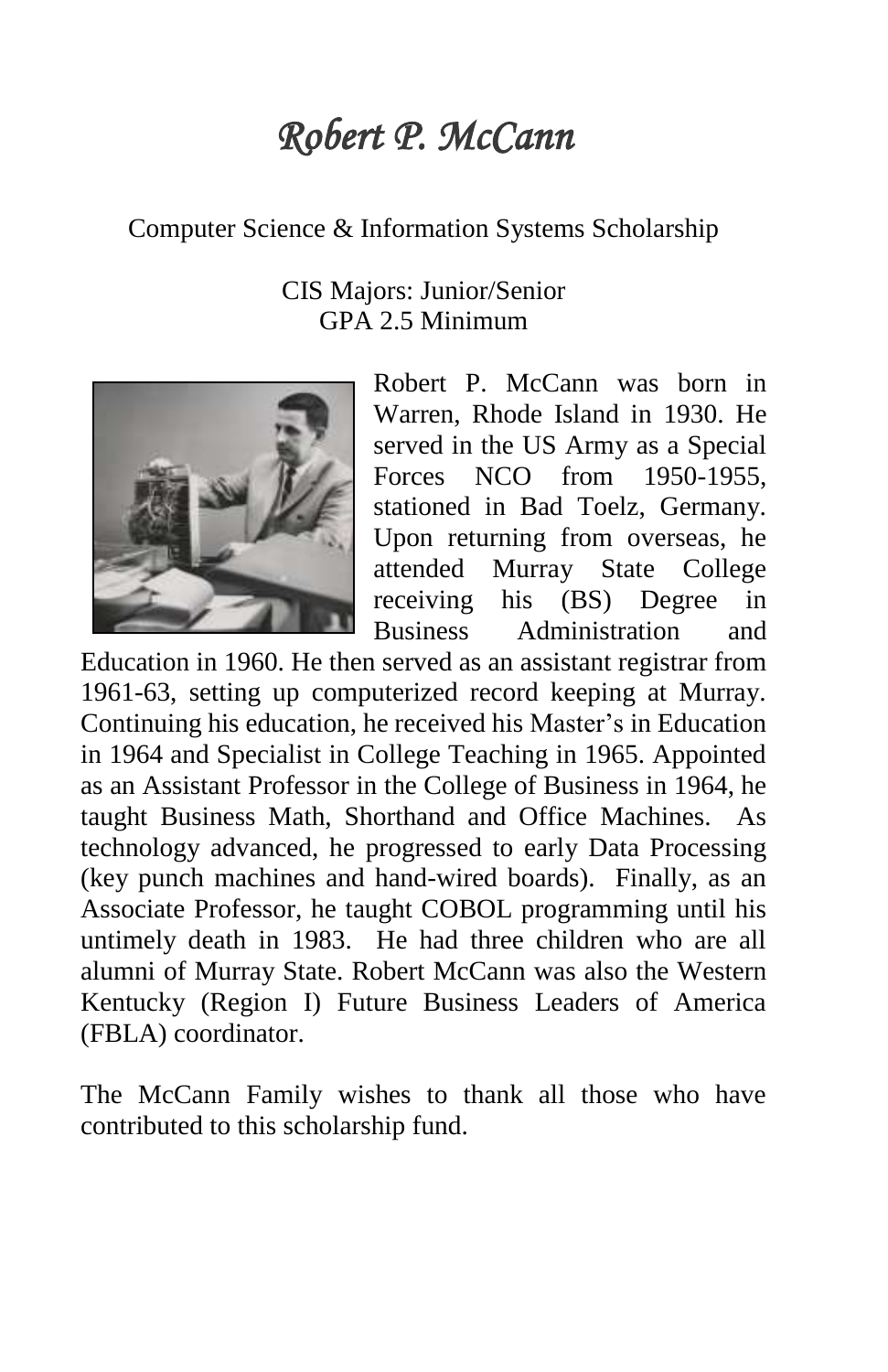# *Robert P. McCann*

Computer Science & Information Systems Scholarship

CIS Majors: Junior/Senior
GPA 2.5 Minimum

Robert P. McCann was born in Warren, Rhode Island in 1930. He served in the US Army as a Special Forces NCO from 1950-1955, stationed in Bad Toelz, Germany. Upon returning from overseas, he attended Murray State College receiving his (BS) Degree in Business Administration and Education in 1960. He then served as an assistant registrar from 1961-63, setting up computerized record keeping at Murray. Continuing his education, he received his Master's in Education in 1964 and Specialist in College Teaching in 1965. Appointed as an Assistant Professor in the College of Business in 1964, he taught Business Math, Shorthand and Office Machines. As technology advanced, he progressed to early Data Processing (key punch machines and hand-wired boards). Finally, as an Associate Professor, he taught COBOL programming until his untimely death in 1983. He had three children who are all alumni of Murray State. Robert McCann was also the Western Kentucky (Region I) Future Business Leaders of America (FBLA) coordinator.

The McCann Family wishes to thank all those who have contributed to this scholarship fund.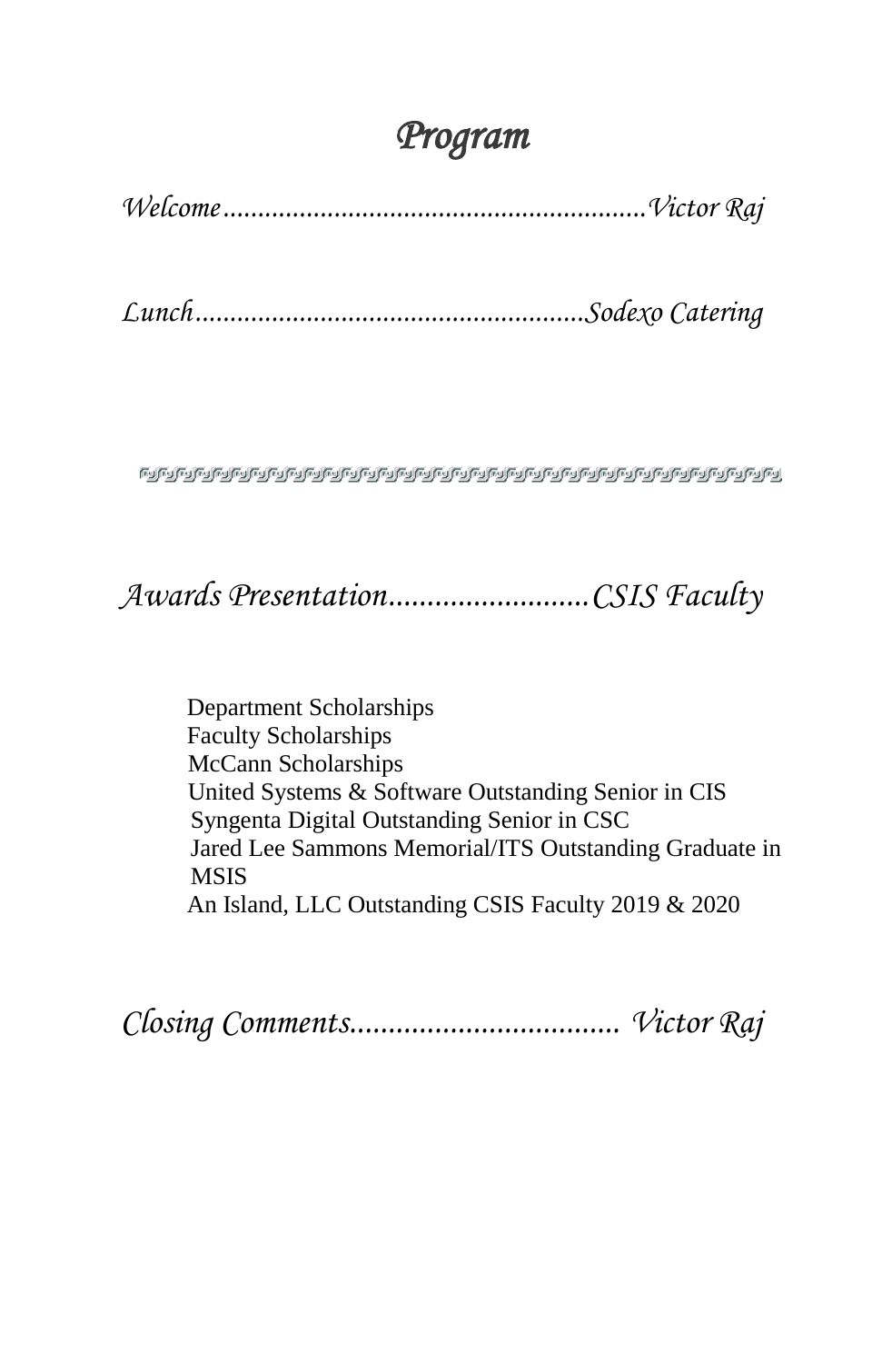# *Program*

*Welcome..........................................................Victor Raj*

*Lunch......................................................Sodexo Catering*

---

*Awards Presentation..........................CSIS Faculty*

Department Scholarships
Faculty Scholarships
McCann Scholarships
United Systems & Software Outstanding Senior in CIS
Syngenta Digital Outstanding Senior in CSC
Jared Lee Sammons Memorial/ITS Outstanding Graduate in MSIS
An Island, LLC Outstanding CSIS Faculty 2019 & 2020

*Closing Comments.................................. Victor Raj*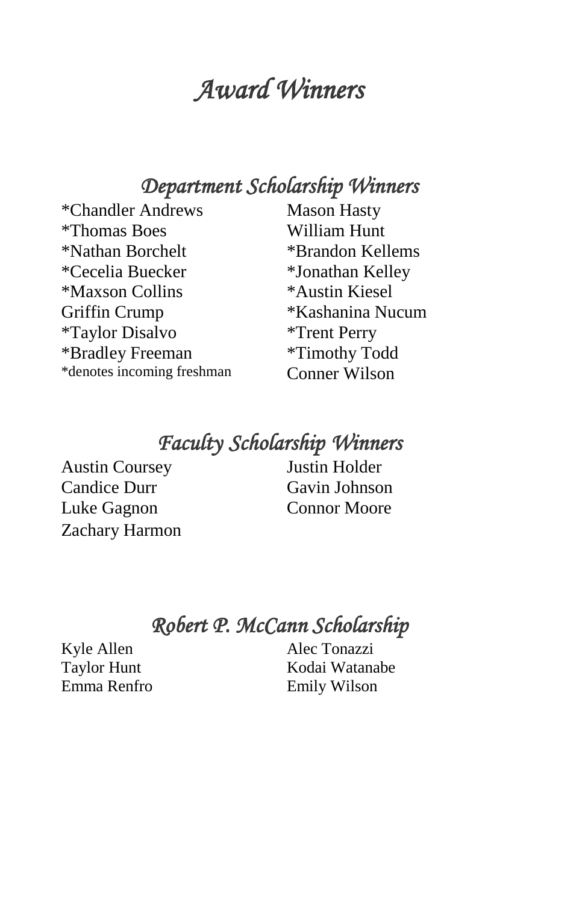# *Award Winners*

## *Department Scholarship Winners*

*Chandler Andrews
*Thomas Boes
*Nathan Borchelt
*Cecelia Buecker
*Maxson Collins
Griffin Crump
*Taylor Disalvo
*Bradley Freeman
Mason Hasty
William Hunt
*Brandon Kellems
*Jonathan Kelley
*Austin Kiesel
*Kashanina Nucum
*Trent Perry
*Timothy Todd
Conner Wilson

*denotes incoming freshman

## *Faculty Scholarship Winners*

Austin Coursey
Candice Durr
Luke Gagnon
Zachary Harmon
Justin Holder
Gavin Johnson
Connor Moore

## *Robert P. McCann Scholarship*

Kyle Allen
Taylor Hunt
Emma Renfro
Alec Tonazzi
Kodai Watanabe
Emily Wilson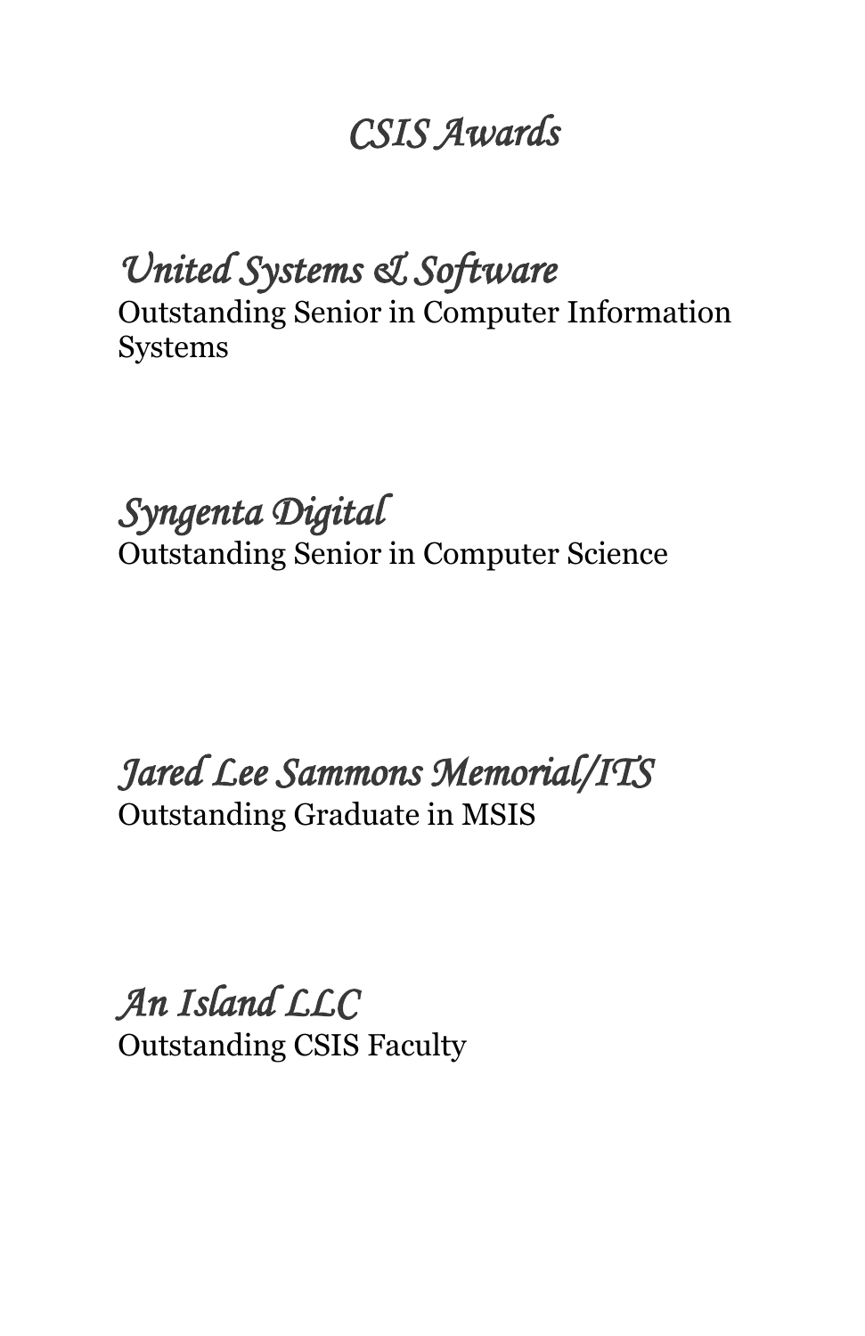# *CSIS Awards*

## *United Systems & Software*

Outstanding Senior in Computer Information Systems

## *Syngenta Digital*

Outstanding Senior in Computer Science

## *Jared Lee Sammons Memorial/ITS*

Outstanding Graduate in MSIS

## *An Island LLC*

Outstanding CSIS Faculty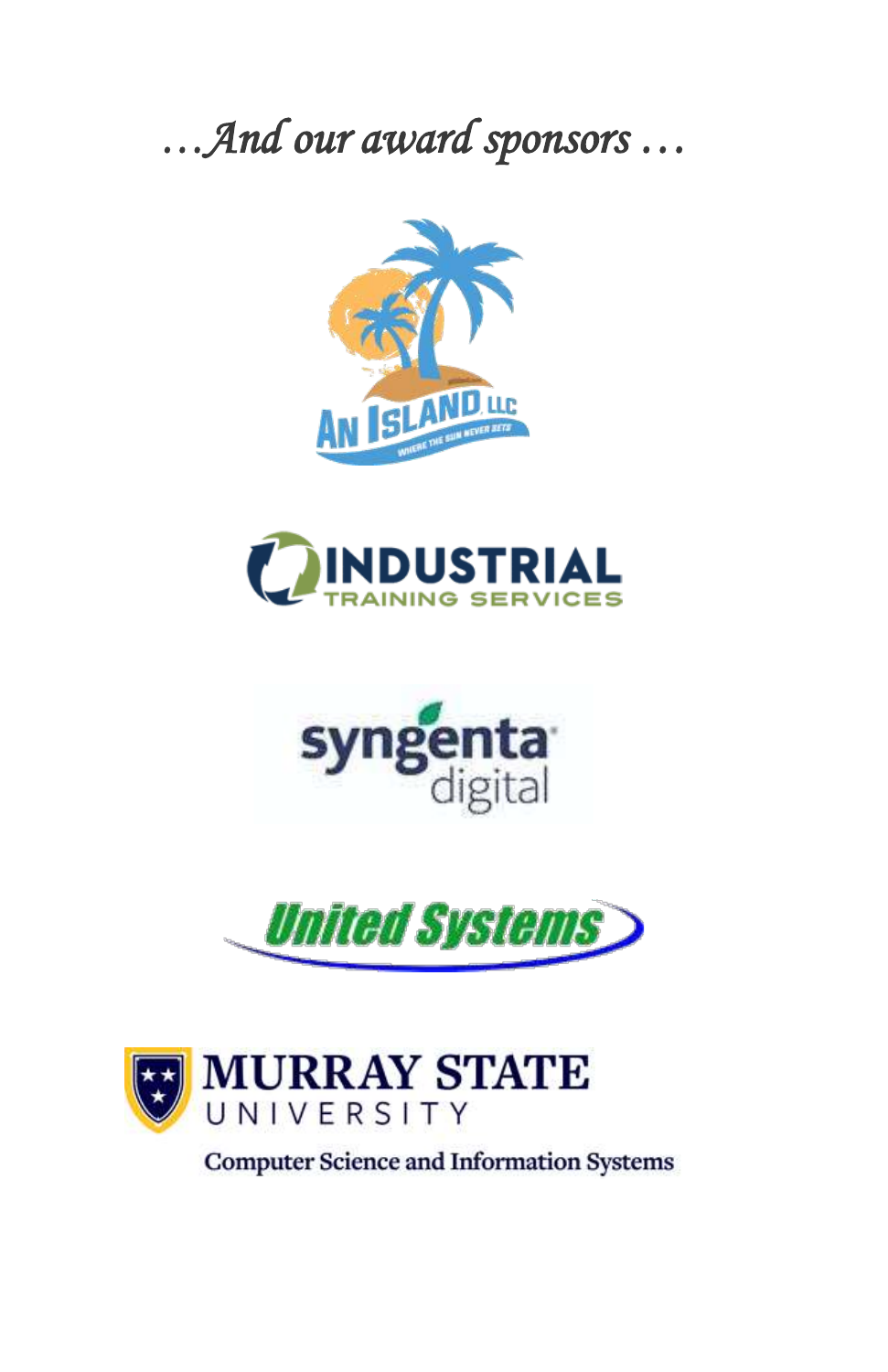*…And our award sponsors …*

AN ISLAND LLC

WHERE THE SUN NEVER SETS

INDUSTRIAL

TRAINING SERVICES

syngenta

digital

United Systems

MURRAY STATE

UNIVERSITY

Computer Science and Information Systems